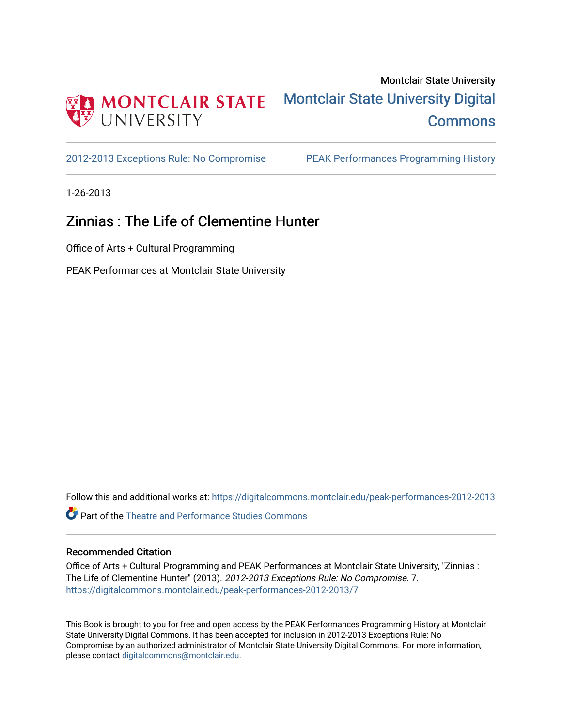Montclair State University

Montclair State University Digital Commons

2012-2013 Exceptions Rule: No Compromise

PEAK Performances Programming History

1-26-2013

# Zinnias : The Life of Clementine Hunter

Office of Arts + Cultural Programming

PEAK Performances at Montclair State University

Follow this and additional works at: https://digitalcommons.montclair.edu/peak-performances-2012-2013

Part of the Theatre and Performance Studies Commons

## Recommended Citation

Office of Arts + Cultural Programming and PEAK Performances at Montclair State University, "Zinnias : The Life of Clementine Hunter" (2013). *2012-2013 Exceptions Rule: No Compromise*. 7.
https://digitalcommons.montclair.edu/peak-performances-2012-2013/7

This Book is brought to you for free and open access by the PEAK Performances Programming History at Montclair State University Digital Commons. It has been accepted for inclusion in 2012-2013 Exceptions Rule: No Compromise by an authorized administrator of Montclair State University Digital Commons. For more information, please contact digitalcommons@montclair.edu.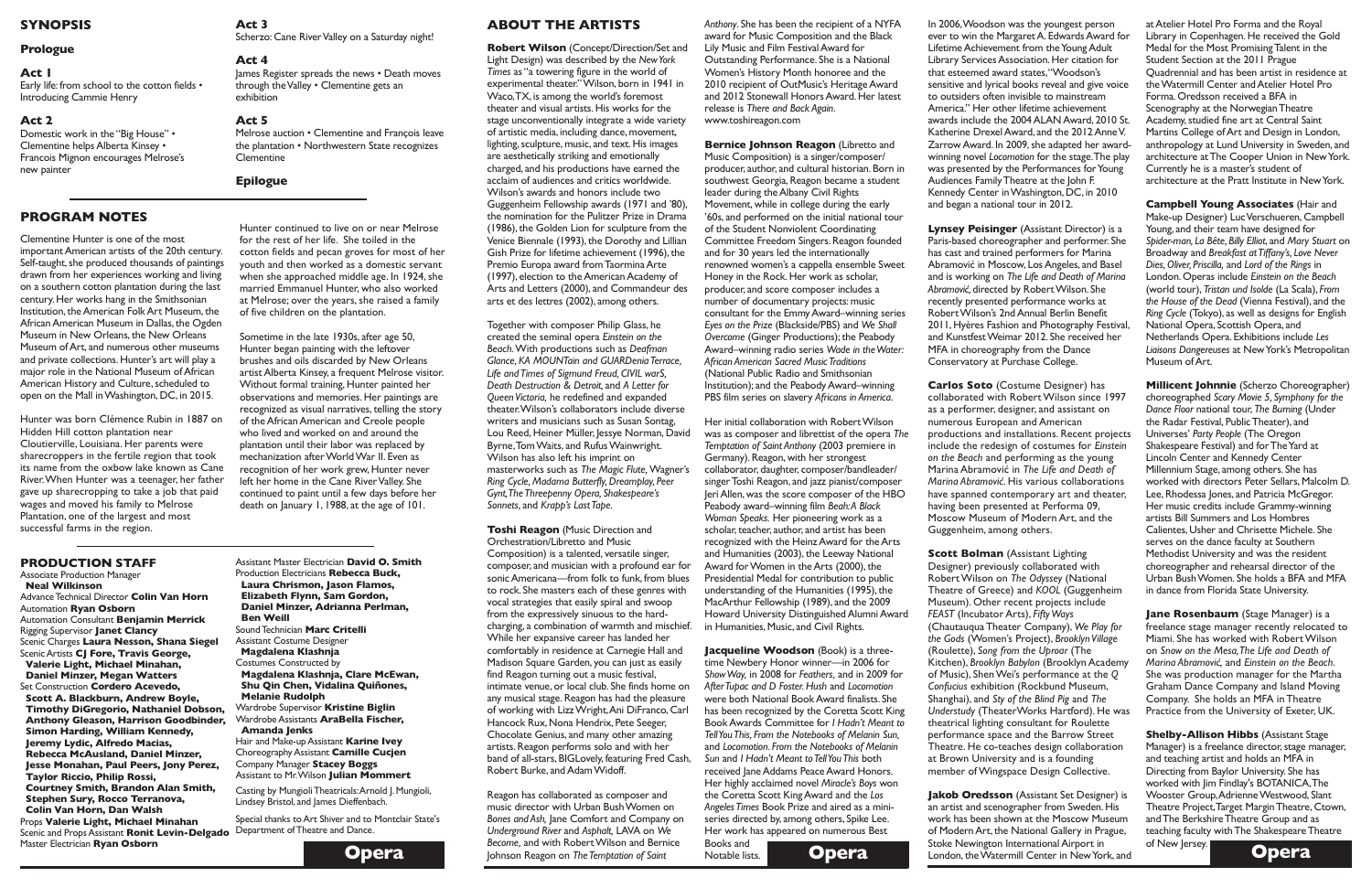## SYNOPSIS

### Prologue

### Act 1

Early life: from school to the cotton fields • Introducing Cammie Henry

### Act 2

Domestic work in the "Big House" • Clementine helps Alberta Kinsey • Francois Mignon encourages Melrose's new painter

### Act 3

Scherzo: Cane River Valley on a Saturday night!

### Act 4

James Register spreads the news • Death moves through the Valley • Clementine gets an exhibition

### Act 5

Melrose auction • Clementine and François leave the plantation • Northwestern State recognizes Clementine

### Epilogue

## PROGRAM NOTES

Clementine Hunter is one of the most important American artists of the 20th century. Self-taught, she produced thousands of paintings drawn from her experiences working and living on a southern cotton plantation during the last century. Her works hang in the Smithsonian Institution, the American Folk Art Museum, the African American Museum in Dallas, the Ogden Museum in New Orleans, the New Orleans Museum of Art, and numerous other museums and private collections. Hunter's art will play a major role in the National Museum of African American History and Culture, scheduled to open on the Mall in Washington, DC, in 2015.

Hunter was born Clémence Rubin in 1887 on Hidden Hill cotton plantation near Cloutierville, Louisiana. Her parents were sharecroppers in the fertile region that took its name from the oxbow lake known as Cane River. When Hunter was a teenager, her father gave up sharecropping to take a job that paid wages and moved his family to Melrose Plantation, one of the largest and most successful farms in the region.

Hunter continued to live on or near Melrose for the rest of her life. She toiled in the cotton fields and pecan groves for most of her youth and then worked as a domestic servant when she approached middle age. In 1924, she married Emmanuel Hunter, who also worked at Melrose; over the years, she raised a family of five children on the plantation.

Sometime in the late 1930s, after age 50, Hunter began painting with the leftover brushes and oils discarded by New Orleans artist Alberta Kinsey, a frequent Melrose visitor. Without formal training, Hunter painted her observations and memories. Her paintings are recognized as visual narratives, telling the story of the African American and Creole people who lived and worked on and around the plantation until their labor was replaced by mechanization after World War II. Even as recognition of her work grew, Hunter never left her home in the Cane River Valley. She continued to paint until a few days before her death on January 1, 1988, at the age of 101.

## PRODUCTION STAFF

Associate Production Manager **Neal Wilkinson**
Advance Technical Director **Colin Van Horn**
Automation **Ryan Osborn**
Automation Consultant **Benjamin Merrick**
Rigging Supervisor **Janet Clancy**
Scenic Charges **Laura Nesson, Shana Siegel**
Scenic Artists **CJ Fore, Travis George, Valerie Light, Michael Minahan, Daniel Minzer, Megan Watters**
Set Construction **Cordero Acevedo, Scott A. Blackburn, Andrew Boyle, Timothy DiGregorio, Nathaniel Dobson, Anthony Gleason, Harrison Goodbinder, Simon Harding, William Kennedy, Jeremy Lydic, Alfredo Macias, Rebecca McAusland, Daniel Minzer, Jesse Monahan, Paul Peers, Jony Perez, Taylor Riccio, Philip Rossi, Courtney Smith, Brandon Alan Smith, Stephen Sury, Rocco Terranova, Colin Van Horn, Dan Walsh**
Props **Valerie Light, Michael Minahan**
Scenic and Props Assistant **Ronit Levin-Delgado**
Master Electrician **Ryan Osborn**
Assistant Master Electrician **David O. Smith**
Production Electricians **Rebecca Buck, Laura Chrismon, Jason Flamos, Elizabeth Flynn, Sam Gordon, Daniel Minzer, Adrianna Perlman, Ben Weill**
Sound Technician **Marc Critelli**
Assistant Costume Designer **Magdalena Klashnja**
Costumes Constructed by **Magdalena Klashnja, Clare McEwan, Shu Qin Chen, Vidalina Quiñones, Melanie Rudolph**
Wardrobe Supervisor **Kristine Biglin**
Wardrobe Assistants **AraBella Fischer, Amanda Jenks**
Hair and Make-up Assistant **Karine Ivey**
Choreography Assistant **Camille Cucjen**
Company Manager **Stacey Boggs**
Assistant to Mr. Wilson **Julian Mommert**

Casting by Mungioli Theatricals: Arnold J. Mungioli, Lindsey Bristol, and James Dieffenbach.

Special thanks to Art Shiver and to Montclair State's Department of Theatre and Dance.

## ABOUT THE ARTISTS

**Robert Wilson** (Concept/Direction/Set and Light Design) was described by the *New York Times* as "a towering figure in the world of experimental theater." Wilson, born in 1941 in Waco, TX, is among the world's foremost theater and visual artists. His works for the stage unconventionally integrate a wide variety of artistic media, including dance, movement, lighting, sculpture, music, and text. His images are aesthetically striking and emotionally charged, and his productions have earned the acclaim of audiences and critics worldwide. Wilson's awards and honors include two Guggenheim Fellowship awards (1971 and '80), the nomination for the Pulitzer Prize in Drama (1986), the Golden Lion for sculpture from the Venice Biennale (1993), the Dorothy and Lillian Gish Prize for lifetime achievement (1996), the Premio Europa award from Taormina Arte (1997), election to the American Academy of Arts and Letters (2000), and Commandeur des arts et des lettres (2002), among others.

Together with composer Philip Glass, he created the seminal opera *Einstein on the Beach*. With productions such as *Deafman Glance, KA MOUNTain and GUARDenia Terrace, Life and Times of Sigmund Freud, CIVIL warS, Death Destruction & Detroit*, and *A Letter for Queen Victoria*, he redefined and expanded theater. Wilson's collaborators include diverse writers and musicians such as Susan Sontag, Lou Reed, Heiner Müller, Jessye Norman, David Byrne, Tom Waits, and Rufus Wainwright. Wilson has also left his imprint on masterworks such as *The Magic Flute*, Wagner's *Ring Cycle, Madama Butterfly, Dreamplay, Peer Gynt, The Threepenny Opera, Shakespeare's Sonnets*, and *Krapp's Last Tape*.

**Toshi Reagon** (Music Direction and Orchestration/Libretto and Music Composition) is a talented, versatile singer, composer, and musician with a profound ear for sonic Americana—from folk to funk, from blues to rock. She masters each of these genres with vocal strategies that easily spiral and swoop from the expressively sinuous to the hard-charging, a combination of warmth and mischief. While her expansive career has landed her comfortably in residence at Carnegie Hall and Madison Square Garden, you can just as easily find Reagon turning out a music festival, intimate venue, or local club. She finds home on any musical stage. Reagon has had the pleasure of working with Lizz Wright, Ani DiFranco, Carl Hancock Rux, Nona Hendrix, Pete Seeger, Chocolate Genius, and many other amazing artists. Reagon performs solo and with her band of all-stars, BIGLovely, featuring Fred Cash, Robert Burke, and Adam Widoff.

Reagon has collaborated as composer and music director with Urban Bush Women on *Bones and Ash*, Jane Comfort and Company on *Underground River* and *Asphalt*, LAVA on *We Become*, and with Robert Wilson and Bernice Johnson Reagon on *The Temptation of Saint Anthony*. She has been the recipient of a NYFA award for Music Composition and the Black Lily Music and Film Festival Award for Outstanding Performance. She is a National Women's History Month honoree and the 2010 recipient of OutMusic's Heritage Award and 2012 Stonewall Honors Award. Her latest release is *There and Back Again*. www.toshireagon.com

**Bernice Johnson Reagon** (Libretto and Music Composition) is a singer/composer/producer, author, and cultural historian. Born in southwest Georgia, Reagon became a student leader during the Albany Civil Rights Movement, while in college during the early '60s, and performed on the initial national tour of the Student Nonviolent Coordinating Committee Freedom Singers. Reagon founded and for 30 years led the internationally renowned women's a cappella ensemble Sweet Honey in the Rock. Her work as scholar, producer, and score composer includes a number of documentary projects: music consultant for the Emmy Award–winning series *Eyes on the Prize* (Blackside/PBS) and *We Shall Overcome* (Ginger Productions); the Peabody Award–winning radio series *Wade in the Water: African American Sacred Music Traditions* (National Public Radio and Smithsonian Institution); and the Peabody Award–winning PBS film series on slavery *Africans in America*.

Her initial collaboration with Robert Wilson was as composer and librettist of the opera *The Temptation of Saint Anthony* (2003 premiere in Germany). Reagon, with her strongest collaborator, daughter, composer/bandleader/singer Toshi Reagon, and jazz pianist/composer Jeri Allen, was the score composer of the HBO Peabody award–winning film *Beah: A Black Woman Speaks*. Her pioneering work as a scholar, teacher, author, and artist has been recognized with the Heinz Award for the Arts and Humanities (2003), the Leeway National Award for Women in the Arts (2000), the Presidential Medal for contribution to public understanding of the Humanities (1995), the MacArthur Fellowship (1989), and the 2009 Howard University Distinguished Alumni Award in Humanities, Music, and Civil Rights.

**Jacqueline Woodson** (Book) is a three-time Newbery Honor winner—in 2006 for *Show Way*, in 2008 for *Feathers*, and in 2009 for *After Tupac and D Foster*. *Hush* and *Locomotion* were both National Book Award finalists. She has been recognized by the Coretta Scott King Book Awards Committee for *I Hadn't Meant to Tell You This, From the Notebooks of Melanin Sun*, and *Locomotion*. *From the Notebooks of Melanin Sun* and *I Hadn't Meant to Tell You This* both received Jane Addams Peace Award Honors. Her highly acclaimed novel *Miracle's Boys* won the Coretta Scott King Award and the *Los Angeles Times* Book Prize and aired as a mini-series directed by, among others, Spike Lee. Her work has appeared on numerous Best Books and Notable lists.

In 2006, Woodson was the youngest person ever to win the Margaret A. Edwards Award for Lifetime Achievement from the Young Adult Library Services Association. Her citation for that esteemed award states, "Woodson's sensitive and lyrical books reveal and give voice to outsiders often invisible to mainstream America." Her other lifetime achievement awards include the 2004 ALAN Award, 2010 St. Katherine Drexel Award, and the 2012 Anne V. Zarrow Award. In 2009, she adapted her award-winning novel *Locomotion* for the stage. The play was presented by the Performances for Young Audiences Family Theatre at the John F. Kennedy Center in Washington, DC, in 2010 and began a national tour in 2012.

**Lynsey Peisinger** (Assistant Director) is a Paris-based choreographer and performer. She has cast and trained performers for Marina Abramović in Moscow, Los Angeles, and Basel and is working on *The Life and Death of Marina Abramović*, directed by Robert Wilson. She recently presented performance works at Robert Wilson's 2nd Annual Berlin Benefit 2011, Hyères Fashion and Photography Festival, and Kunstfest Weimar 2012. She received her MFA in choreography from the Dance Conservatory at Purchase College.

**Carlos Soto** (Costume Designer) has collaborated with Robert Wilson since 1997 as a performer, designer, and assistant on numerous European and American productions and installations. Recent projects include the redesign of costumes for *Einstein on the Beach* and performing as the young Marina Abramović in *The Life and Death of Marina Abramović*. His various collaborations have spanned contemporary art and theater, having been presented at Performa 09, Moscow Museum of Modern Art, and the Guggenheim, among others.

**Scott Bolman** (Assistant Lighting Designer) previously collaborated with Robert Wilson on *The Odyssey* (National Theatre of Greece) and *KOOL* (Guggenheim Museum). Other recent projects include *FEAST* (Chautauqua Theater Company), *We Play for the Gods* (Women's Project), *Brooklyn Village* (Roulette), *Song from the Uproar* (The Kitchen), *Brooklyn Babylon* (Brooklyn Academy of Music), Shen Wei's performance at the *Q Confucius* exhibition (Rockbund Museum, Shanghai), and *Sty of the Blind Pig* and *The Understudy* (Theater Works Hartford). He was theatrical lighting consultant for Roulette performance space and the Barrow Street Theatre. He co-teaches design collaboration at Brown University and is a founding member of Wingspace Design Collective.

**Jakob Oredsson** (Assistant Set Designer) is an artist and scenographer from Sweden. His work has been shown at the Moscow Museum of Modern Art, the National Gallery in Prague, Stoke Newington International Airport in London, the Watermill Center in New York, and at Atelier Hotel Pro Forma and the Royal Library in Copenhagen. He received the Gold Medal for the Most Promising Talent in the Student Section at the 2011 Prague Quadrennial and has been artist in residence at the Watermill Center and Atelier Hotel Pro Forma. Oredsson received a BFA in Scenography at the Norwegian Theatre Academy, studied fine art at Central Saint Martins College of Art and Design in London, anthropology at Lund University in Sweden, and architecture at The Cooper Union in New York. Currently he is a master's student of architecture at the Pratt Institute in New York.

**Campbell Young Associates** (Hair and Make-up Designer) Luc Verschueren, Campbell Young, and their team have designed for *Spider-man, La Bête, Billy Elliot*, and *Mary Stuart* on Broadway and *Breakfast at Tiffany's, Love Never Dies, Oliver, Priscilla*, and *Lord of the Rings* in London. Operas include *Einstein on the Beach* (world tour), *Tristan und Isolde* (La Scala), *From the House of the Dead* (Vienna Festival), and the *Ring Cycle* (Tokyo), as well as designs for English National Opera, Scottish Opera, and Netherlands Opera. Exhibitions include *Les Liaisons Dangereuses* at New York's Metropolitan Museum of Art.

**Millicent Johnnie** (Scherzo Choreographer) choreographed *Scary Movie 5, Symphony for the Dance Floor* national tour, *The Burning* (Under the Radar Festival, Public Theater), and Universes' *Party People* (The Oregon Shakespeare Festival) and for The Yard at Lincoln Center and Kennedy Center Millennium Stage, among others. She has worked with directors Peter Sellars, Malcolm D. Lee, Rhodessa Jones, and Patricia McGregor. Her music credits include Grammy-winning artists Bill Summers and Los Hombres Calientes, Usher and Chrisette Michele. She serves on the dance faculty at Southern Methodist University and was the resident choreographer and rehearsal director of the Urban Bush Women. She holds a BFA and MFA in dance from Florida State University.

**Jane Rosenbaum** (Stage Manager) is a freelance stage manager recently relocated to Miami. She has worked with Robert Wilson on *Snow on the Mesa, The Life and Death of Marina Abramović*, and *Einstein on the Beach*. She was production manager for the Martha Graham Dance Company and Island Moving Company. She holds an MFA in Theatre Practice from the University of Exeter, UK.

**Shelby-Allison Hibbs** (Assistant Stage Manager) is a freelance director, stage manager, and teaching artist and holds an MFA in Directing from Baylor University. She has worked with Jim Findlay's BOTANICA, The Wooster Group, Adrienne Westwood, Slant Theatre Project, Target Margin Theatre, Ctown, and The Berkshire Theatre Group and as teaching faculty with The Shakespeare Theatre of New Jersey.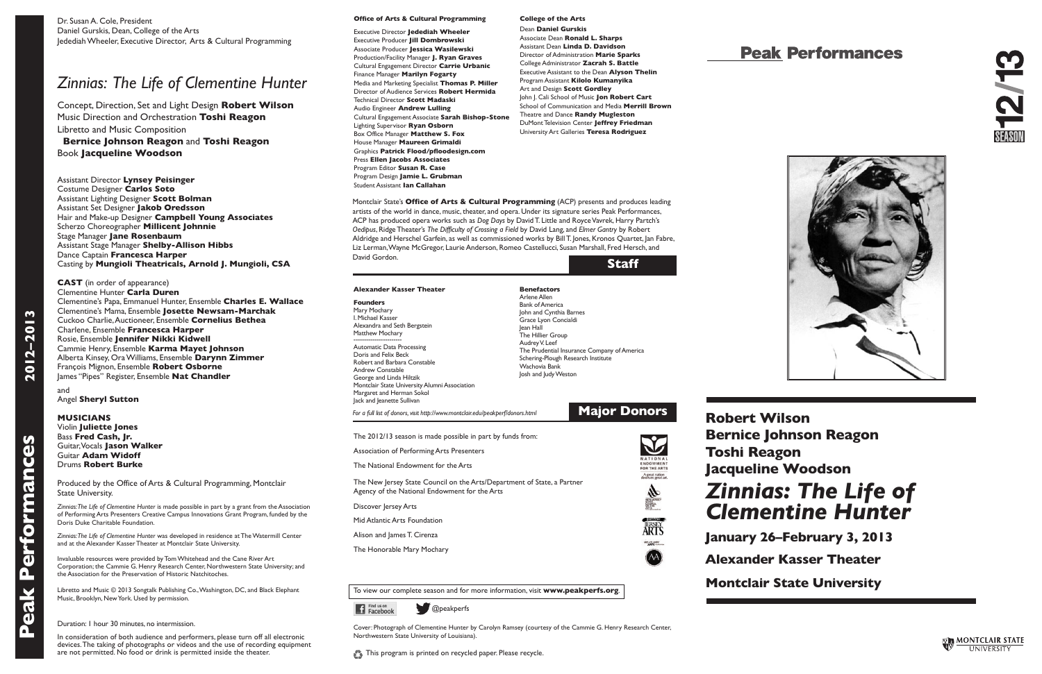Dr. Susan A. Cole, President
Daniel Gurskis, Dean, College of the Arts
Jedediah Wheeler, Executive Director, Arts & Cultural Programming

# *Zinnias: The Life of Clementine Hunter*

Concept, Direction, Set and Light Design **Robert Wilson**
Music Direction and Orchestration **Toshi Reagon**
Libretto and Music Composition
**Bernice Johnson Reagon** and **Toshi Reagon**
Book **Jacqueline Woodson**

Assistant Director **Lynsey Peisinger**
Costume Designer **Carlos Soto**
Assistant Lighting Designer **Scott Bolman**
Assistant Set Designer **Jakob Oredsson**
Hair and Make-up Designer **Campbell Young Associates**
Scherzo Choreographer **Millicent Johnnie**
Stage Manager **Jane Rosenbaum**
Assistant Stage Manager **Shelby-Allison Hibbs**
Dance Captain **Francesca Harper**
Casting by **Mungioli Theatricals, Arnold J. Mungioli, CSA**

**CAST** (in order of appearance)
Clementine Hunter **Carla Duren**
Clementine's Papa, Emmanuel Hunter, Ensemble **Charles E. Wallace**
Clementine's Mama, Ensemble **Josette Newsam-Marchak**
Cuckoo Charlie, Auctioneer, Ensemble **Cornelius Bethea**
Charlene, Ensemble **Francesca Harper**
Rosie, Ensemble **Jennifer Nikki Kidwell**
Cammie Henry, Ensemble **Karma Mayet Johnson**
Alberta Kinsey, Ora Williams, Ensemble **Darynn Zimmer**
François Mignon, Ensemble **Robert Osborne**
James "Pipes" Register, Ensemble **Nat Chandler**

and
Angel **Sheryl Sutton**

**MUSICIANS**
Violin **Juliette Jones**
Bass **Fred Cash, Jr.**
Guitar, Vocals **Jason Walker**
Guitar **Adam Widoff**
Drums **Robert Burke**

Produced by the Office of Arts & Cultural Programming, Montclair State University.

*Zinnias: The Life of Clementine Hunter* is made possible in part by a grant from the Association of Performing Arts Presenters Creative Campus Innovations Grant Program, funded by the Doris Duke Charitable Foundation.

*Zinnias: The Life of Clementine Hunter* was developed in residence at The Watermill Center and at the Alexander Kasser Theater at Montclair State University.

Invaluable resources were provided by Tom Whitehead and the Cane River Art Corporation; the Cammie G. Henry Research Center, Northwestern State University; and the Association for the Preservation of Historic Natchitoches.

Libretto and Music © 2013 Songtalk Publishing Co., Washington, DC, and Black Elephant Music, Brooklyn, New York. Used by permission.

Duration: 1 hour 30 minutes, no intermission.

In consideration of both audience and performers, please turn off all electronic devices. The taking of photographs or videos and the use of recording equipment are not permitted. No food or drink is permitted inside the theater.

## Staff

**Office of Arts & Cultural Programming**
Executive Director **Jedediah Wheeler**
Executive Producer **Jill Dombrowski**
Associate Producer **Jessica Wasilewski**
Production/Facility Manager **J. Ryan Graves**
Cultural Engagement Director **Carrie Urbanic**
Finance Manager **Marilyn Fogarty**
Media and Marketing Specialist **Thomas P. Miller**
Director of Audience Services **Robert Hermida**
Technical Director **Scott Madaski**
Audio Engineer **Andrew Lulling**
Cultural Engagement Associate **Sarah Bishop-Stone**
Lighting Supervisor **Ryan Osborn**
Box Office Manager **Matthew S. Fox**
House Manager **Maureen Grimaldi**
Graphics **Patrick Flood/pfloodesign.com**
Press **Ellen Jacobs Associates**
Program Editor **Susan R. Case**
Program Design **Jamie L. Grubman**
Student Assistant **Ian Callahan**

**College of the Arts**
Dean **Daniel Gurskis**
Associate Dean **Ronald L. Sharps**
Assistant Dean **Linda D. Davidson**
Director of Administration **Marie Sparks**
College Administrator **Zacrah S. Battle**
Executive Assistant to the Dean **Alyson Thelin**
Program Assistant **Kilolo Kumanyika**
Art and Design **Scott Gordley**
John J. Cali School of Music **Jon Robert Cart**
School of Communication and Media **Merrill Brown**
Theatre and Dance **Randy Mugleston**
DuMont Television Center **Jeffrey Friedman**
University Art Galleries **Teresa Rodriguez**

Montclair State's **Office of Arts & Cultural Programming** (ACP) presents and produces leading artists of the world in dance, music, theater, and opera. Under its signature series Peak Performances, ACP has produced opera works such as *Dog Days* by David T. Little and Royce Vavrek, Harry Partch's *Oedipus*, Ridge Theater's *The Difficulty of Crossing a Field* by David Lang, and *Elmer Gantry* by Robert Aldridge and Herschel Garfein, as well as commissioned works by Bill T. Jones, Kronos Quartet, Jan Fabre, Liz Lerman, Wayne McGregor, Laurie Anderson, Romeo Castellucci, Susan Marshall, Fred Hersch, and David Gordon.

## Major Donors

**Alexander Kasser Theater**

**Founders**
Mary Mochary
I. Michael Kasser
Alexandra and Seth Bergstein
Matthew Mochary

Automatic Data Processing
Doris and Felix Beck
Robert and Barbara Constable
Andrew Constable
George and Linda Hiltzik
Montclair State University Alumni Association
Margaret and Herman Sokol
Jack and Jeanette Sullivan

**Benefactors**
Arlene Allen
Bank of America
John and Cynthia Barnes
Grace Lyon Concialdi
Jean Hall
The Hillier Group
Audrey V. Leef
The Prudential Insurance Company of America
Schering-Plough Research Institute
Wachovia Bank
Josh and Judy Weston

*For a full list of donors, visit http://www.montclair.edu/peakperf/donors.html*

The 2012/13 season is made possible in part by funds from:

Association of Performing Arts Presenters

The National Endowment for the Arts

The New Jersey State Council on the Arts/Department of State, a Partner Agency of the National Endowment for the Arts

Discover Jersey Arts

Mid Atlantic Arts Foundation

Alison and James T. Cirenza

The Honorable Mary Mochary

To view our complete season and for more information, visit **www.peakperfs.org**.

Find us on Facebook   @peakperfs

Cover: Photograph of Clementine Hunter by Carolyn Ramsey (courtesy of the Cammie G. Henry Research Center, Northwestern State University of Louisiana).

This program is printed on recycled paper. Please recycle.

# Peak Performances

12/13 SEASON

**Robert Wilson**
**Bernice Johnson Reagon**
**Toshi Reagon**
**Jacqueline Woodson**

# *Zinnias: The Life of Clementine Hunter*

**January 26–February 3, 2013**

**Alexander Kasser Theater**

**Montclair State University**

Peak Performances 2012–2013